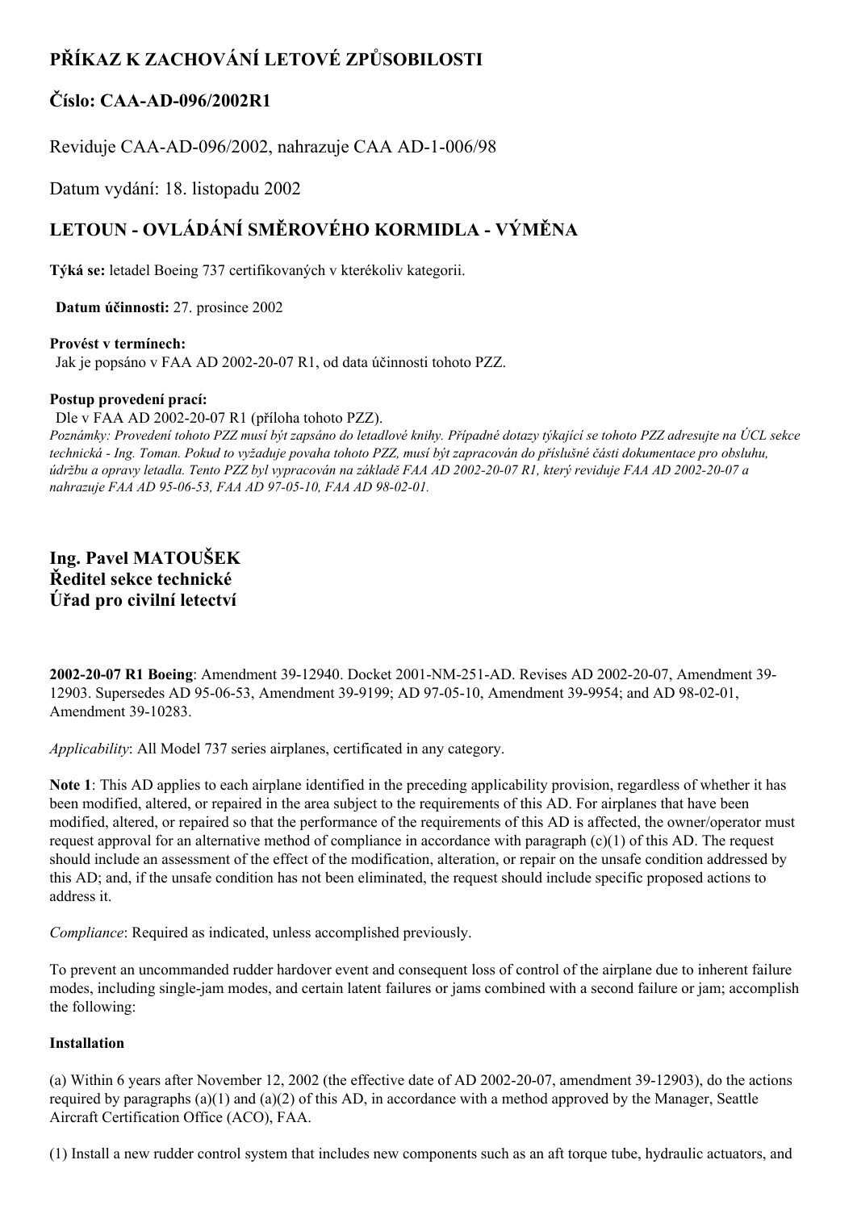# PŘÍKAZ K ZACHOVÁNÍ LETOVÉ ZPŮSOBILOSTI

## Číslo: CAA-AD-096/2002R1

Reviduje CAA-AD-096/2002, nahrazuje CAA AD-1-006/98

Datum vydání: 18. listopadu 2002

## LETOUN - OVLÁDÁNÍ SMĚROVÉHO KORMIDLA - VÝMĚNA

**Týká se:** letadel Boeing 737 certifikovaných v kterékoliv kategorii.

**Datum účinnosti:** 27. prosince 2002

**Provést v termínech:**
Jak je popsáno v FAA AD 2002-20-07 R1, od data účinnosti tohoto PZZ.

**Postup provedení prací:**
Dle v FAA AD 2002-20-07 R1 (příloha tohoto PZZ).
*Poznámky: Provedení tohoto PZZ musí být zapsáno do letadlové knihy. Případné dotazy týkající se tohoto PZZ adresujte na ÚCL sekce technická - Ing. Toman. Pokud to vyžaduje povaha tohoto PZZ, musí být zapracován do příslušné části dokumentace pro obsluhu, údržbu a opravy letadla. Tento PZZ byl vypracován na základě FAA AD 2002-20-07 R1, který reviduje FAA AD 2002-20-07 a nahrazuje FAA AD 95-06-53, FAA AD 97-05-10, FAA AD 98-02-01.*

**Ing. Pavel MATOUŠEK**
**Ředitel sekce technické**
**Úřad pro civilní letectví**

**2002-20-07 R1 Boeing**: Amendment 39-12940. Docket 2001-NM-251-AD. Revises AD 2002-20-07, Amendment 39-12903. Supersedes AD 95-06-53, Amendment 39-9199; AD 97-05-10, Amendment 39-9954; and AD 98-02-01, Amendment 39-10283.

*Applicability*: All Model 737 series airplanes, certificated in any category.

**Note 1**: This AD applies to each airplane identified in the preceding applicability provision, regardless of whether it has been modified, altered, or repaired in the area subject to the requirements of this AD. For airplanes that have been modified, altered, or repaired so that the performance of the requirements of this AD is affected, the owner/operator must request approval for an alternative method of compliance in accordance with paragraph (c)(1) of this AD. The request should include an assessment of the effect of the modification, alteration, or repair on the unsafe condition addressed by this AD; and, if the unsafe condition has not been eliminated, the request should include specific proposed actions to address it.

*Compliance*: Required as indicated, unless accomplished previously.

To prevent an uncommanded rudder hardover event and consequent loss of control of the airplane due to inherent failure modes, including single-jam modes, and certain latent failures or jams combined with a second failure or jam; accomplish the following:

**Installation**

(a) Within 6 years after November 12, 2002 (the effective date of AD 2002-20-07, amendment 39-12903), do the actions required by paragraphs (a)(1) and (a)(2) of this AD, in accordance with a method approved by the Manager, Seattle Aircraft Certification Office (ACO), FAA.

(1) Install a new rudder control system that includes new components such as an aft torque tube, hydraulic actuators, and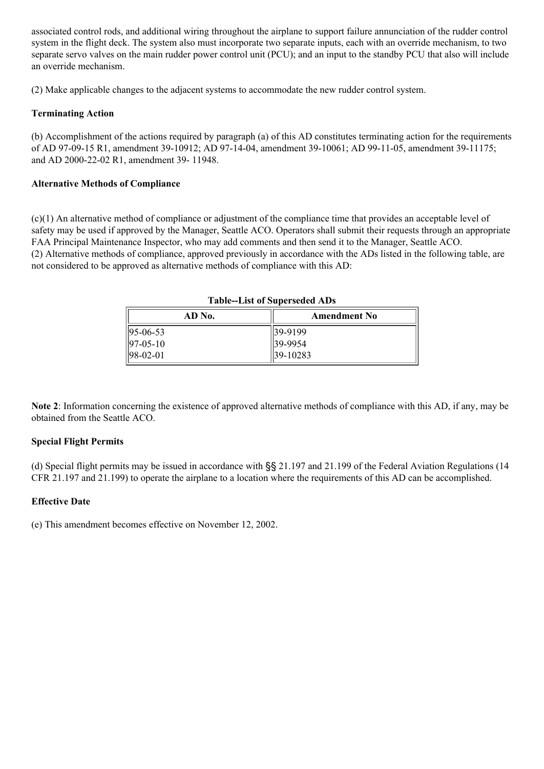associated control rods, and additional wiring throughout the airplane to support failure annunciation of the rudder control system in the flight deck. The system also must incorporate two separate inputs, each with an override mechanism, to two separate servo valves on the main rudder power control unit (PCU); and an input to the standby PCU that also will include an override mechanism.

(2) Make applicable changes to the adjacent systems to accommodate the new rudder control system.

**Terminating Action**

(b) Accomplishment of the actions required by paragraph (a) of this AD constitutes terminating action for the requirements of AD 97-09-15 R1, amendment 39-10912; AD 97-14-04, amendment 39-10061; AD 99-11-05, amendment 39-11175; and AD 2000-22-02 R1, amendment 39- 11948.

**Alternative Methods of Compliance**

(c)(1) An alternative method of compliance or adjustment of the compliance time that provides an acceptable level of safety may be used if approved by the Manager, Seattle ACO. Operators shall submit their requests through an appropriate FAA Principal Maintenance Inspector, who may add comments and then send it to the Manager, Seattle ACO.
(2) Alternative methods of compliance, approved previously in accordance with the ADs listed in the following table, are not considered to be approved as alternative methods of compliance with this AD:

**Table--List of Superseded ADs**

| AD No. | Amendment No |
|---|---|
| 95-06-53 | 39-9199 |
| 97-05-10 | 39-9954 |
| 98-02-01 | 39-10283 |

**Note 2**: Information concerning the existence of approved alternative methods of compliance with this AD, if any, may be obtained from the Seattle ACO.

**Special Flight Permits**

(d) Special flight permits may be issued in accordance with §§ 21.197 and 21.199 of the Federal Aviation Regulations (14 CFR 21.197 and 21.199) to operate the airplane to a location where the requirements of this AD can be accomplished.

**Effective Date**

(e) This amendment becomes effective on November 12, 2002.